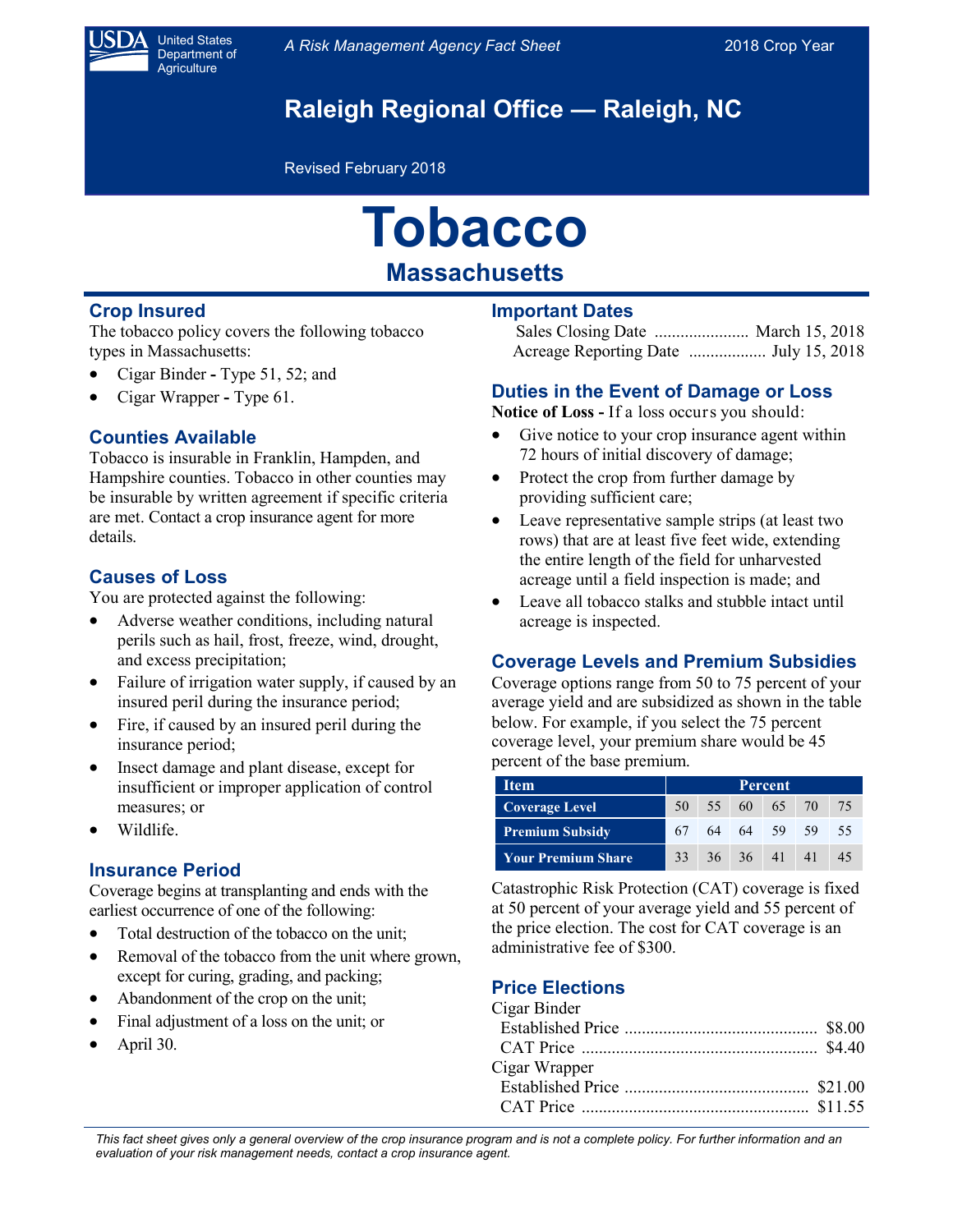United States Department of Agriculture

*A Risk Management Agency Fact Sheet* — 2018 Crop Year

## Raleigh Regional Office — Raleigh, NC

Revised February 2018

# Tobacco

## Massachusetts

### Crop Insured

The tobacco policy covers the following tobacco types in Massachusetts:

- Cigar Binder **-** Type 51, 52; and
- Cigar Wrapper **-** Type 61.

### Counties Available

Tobacco is insurable in Franklin, Hampden, and Hampshire counties. Tobacco in other counties may be insurable by written agreement if specific criteria are met. Contact a crop insurance agent for more details.

### Causes of Loss

You are protected against the following:

- Adverse weather conditions, including natural perils such as hail, frost, freeze, wind, drought, and excess precipitation;
- Failure of irrigation water supply, if caused by an insured peril during the insurance period;
- Fire, if caused by an insured peril during the insurance period;
- Insect damage and plant disease, except for insufficient or improper application of control measures; or
- Wildlife.

### Insurance Period

Coverage begins at transplanting and ends with the earliest occurrence of one of the following:

- Total destruction of the tobacco on the unit;
- Removal of the tobacco from the unit where grown, except for curing, grading, and packing;
- Abandonment of the crop on the unit;
- Final adjustment of a loss on the unit; or
- April 30.

### Important Dates

Sales Closing Date ...................... March 15, 2018
Acreage Reporting Date .................. July 15, 2018

### Duties in the Event of Damage or Loss

**Notice of Loss -** If a loss occurs you should:

- Give notice to your crop insurance agent within 72 hours of initial discovery of damage;
- Protect the crop from further damage by providing sufficient care;
- Leave representative sample strips (at least two rows) that are at least five feet wide, extending the entire length of the field for unharvested acreage until a field inspection is made; and
- Leave all tobacco stalks and stubble intact until acreage is inspected.

### Coverage Levels and Premium Subsidies

Coverage options range from 50 to 75 percent of your average yield and are subsidized as shown in the table below. For example, if you select the 75 percent coverage level, your premium share would be 45 percent of the base premium.

| Item | Percent | | | | | |
|---|---|---|---|---|---|---|
| **Coverage Level** | 50 | 55 | 60 | 65 | 70 | 75 |
| **Premium Subsidy** | 67 | 64 | 64 | 59 | 59 | 55 |
| **Your Premium Share** | 33 | 36 | 36 | 41 | 41 | 45 |

Catastrophic Risk Protection (CAT) coverage is fixed at 50 percent of your average yield and 55 percent of the price election. The cost for CAT coverage is an administrative fee of $300.

### Price Elections

Cigar Binder
Established Price ............................................ $8.00
CAT Price ...................................................... $4.40

Cigar Wrapper
Established Price .......................................... $21.00
CAT Price .................................................... $11.55

*This fact sheet gives only a general overview of the crop insurance program and is not a complete policy. For further information and an evaluation of your risk management needs, contact a crop insurance agent.*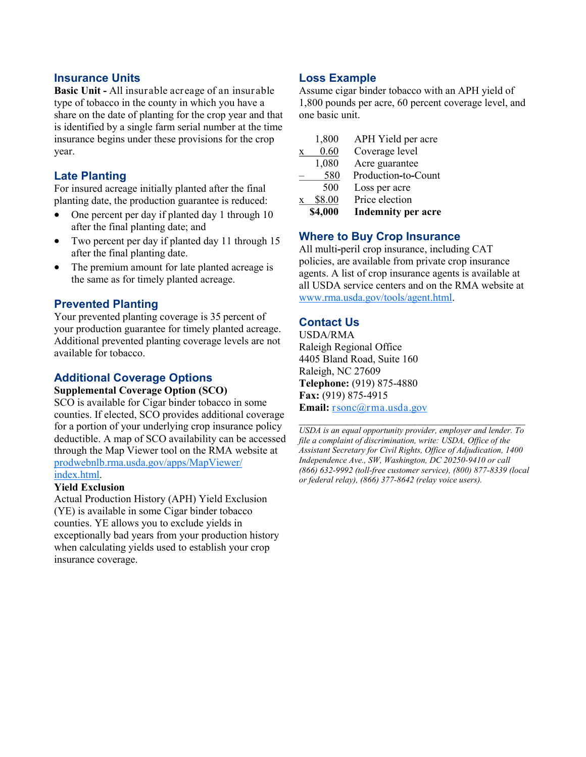## Insurance Units

**Basic Unit -** All insurable acreage of an insurable type of tobacco in the county in which you have a share on the date of planting for the crop year and that is identified by a single farm serial number at the time insurance begins under these provisions for the crop year.

## Late Planting

For insured acreage initially planted after the final planting date, the production guarantee is reduced:

- One percent per day if planted day 1 through 10 after the final planting date; and
- Two percent per day if planted day 11 through 15 after the final planting date.
- The premium amount for late planted acreage is the same as for timely planted acreage.

## Prevented Planting

Your prevented planting coverage is 35 percent of your production guarantee for timely planted acreage. Additional prevented planting coverage levels are not available for tobacco.

## Additional Coverage Options

**Supplemental Coverage Option (SCO)**

SCO is available for Cigar binder tobacco in some counties. If elected, SCO provides additional coverage for a portion of your underlying crop insurance policy deductible. A map of SCO availability can be accessed through the Map Viewer tool on the RMA website at prodwebnlb.rma.usda.gov/apps/MapViewer/index.html.

**Yield Exclusion**

Actual Production History (APH) Yield Exclusion (YE) is available in some Cigar binder tobacco counties. YE allows you to exclude yields in exceptionally bad years from your production history when calculating yields used to establish your crop insurance coverage.

## Loss Example

Assume cigar binder tobacco with an APH yield of 1,800 pounds per acre, 60 percent coverage level, and one basic unit.

| | | |
|---|---|---|
| | 1,800 | APH Yield per acre |
| x | 0.60 | Coverage level |
| | 1,080 | Acre guarantee |
| – | 580 | Production-to-Count |
| | 500 | Loss per acre |
| x | $8.00 | Price election |
| | **$4,000** | **Indemnity per acre** |

## Where to Buy Crop Insurance

All multi-peril crop insurance, including CAT policies, are available from private crop insurance agents. A list of crop insurance agents is available at all USDA service centers and on the RMA website at www.rma.usda.gov/tools/agent.html.

## Contact Us

USDA/RMA
Raleigh Regional Office
4405 Bland Road, Suite 160
Raleigh, NC 27609
**Telephone:** (919) 875-4880
**Fax:** (919) 875-4915
**Email:** rsonc@rma.usda.gov

---

*USDA is an equal opportunity provider, employer and lender. To file a complaint of discrimination, write: USDA, Office of the Assistant Secretary for Civil Rights, Office of Adjudication, 1400 Independence Ave., SW, Washington, DC 20250-9410 or call (866) 632-9992 (toll-free customer service), (800) 877-8339 (local or federal relay), (866) 377-8642 (relay voice users).*